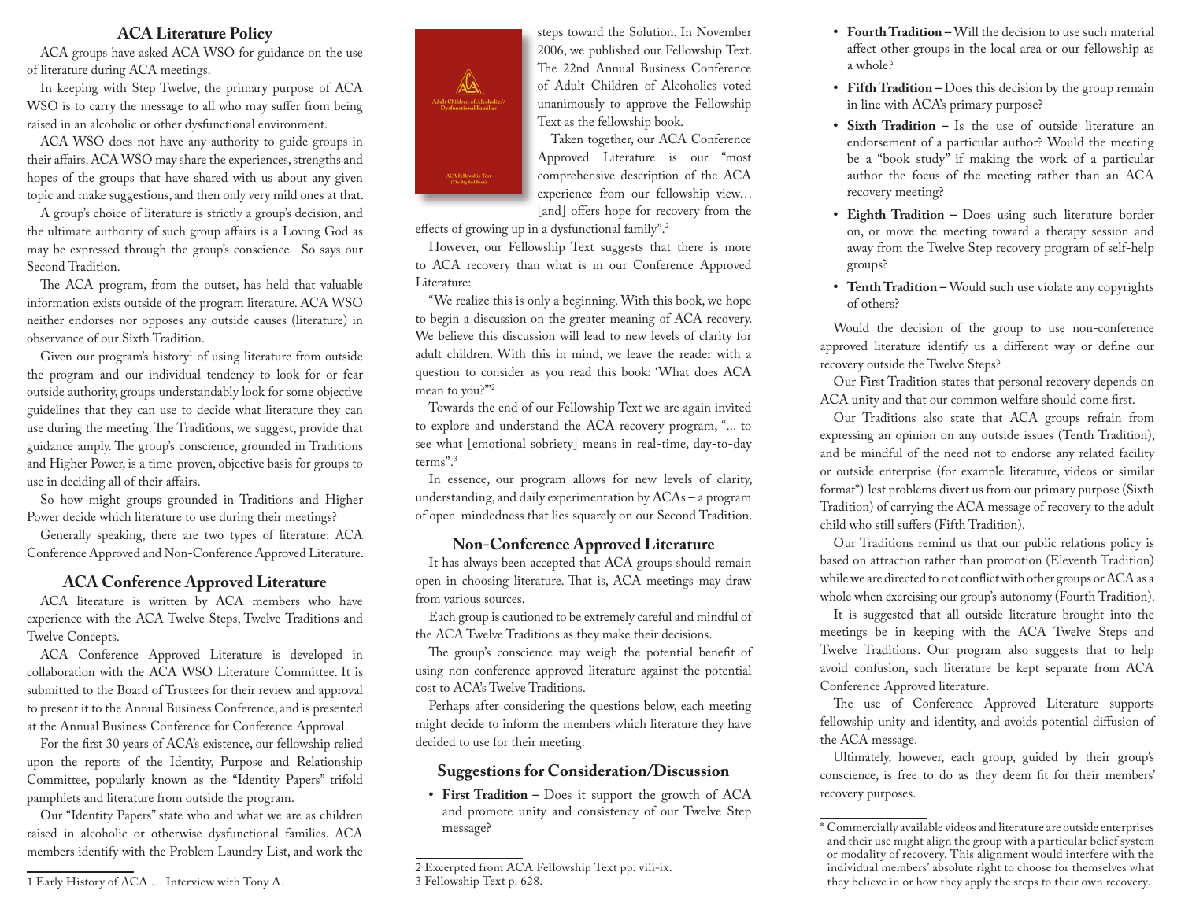# ACA Literature Policy

ACA groups have asked ACA WSO for guidance on the use of literature during ACA meetings.

In keeping with Step Twelve, the primary purpose of ACA WSO is to carry the message to all who may suffer from being raised in an alcoholic or other dysfunctional environment.

ACA WSO does not have any authority to guide groups in their affairs. ACA WSO may share the experiences, strengths and hopes of the groups that have shared with us about any given topic and make suggestions, and then only very mild ones at that.

A group's choice of literature is strictly a group's decision, and the ultimate authority of such group affairs is a Loving God as may be expressed through the group's conscience. So says our Second Tradition.

The ACA program, from the outset, has held that valuable information exists outside of the program literature. ACA WSO neither endorses nor opposes any outside causes (literature) in observance of our Sixth Tradition.

Given our program's history[1] of using literature from outside the program and our individual tendency to look for or fear outside authority, groups understandably look for some objective guidelines that they can use to decide what literature they can use during the meeting. The Traditions, we suggest, provide that guidance amply. The group's conscience, grounded in Traditions and Higher Power, is a time-proven, objective basis for groups to use in deciding all of their affairs.

So how might groups grounded in Traditions and Higher Power decide which literature to use during their meetings?

Generally speaking, there are two types of literature: ACA Conference Approved and Non-Conference Approved Literature.

## ACA Conference Approved Literature

ACA literature is written by ACA members who have experience with the ACA Twelve Steps, Twelve Traditions and Twelve Concepts.

ACA Conference Approved Literature is developed in collaboration with the ACA WSO Literature Committee. It is submitted to the Board of Trustees for their review and approval to present it to the Annual Business Conference, and is presented at the Annual Business Conference for Conference Approval.

For the first 30 years of ACA's existence, our fellowship relied upon the reports of the Identity, Purpose and Relationship Committee, popularly known as the "Identity Papers" trifold pamphlets and literature from outside the program.

Our "Identity Papers" state who and what we are as children raised in alcoholic or otherwise dysfunctional families. ACA members identify with the Problem Laundry List, and work the steps toward the Solution. In November 2006, we published our Fellowship Text. The 22nd Annual Business Conference of Adult Children of Alcoholics voted unanimously to approve the Fellowship Text as the fellowship book.

Taken together, our ACA Conference Approved Literature is our "most comprehensive description of the ACA experience from our fellowship view… [and] offers hope for recovery from the effects of growing up in a dysfunctional family".[2]

However, our Fellowship Text suggests that there is more to ACA recovery than what is in our Conference Approved Literature:

"We realize this is only a beginning. With this book, we hope to begin a discussion on the greater meaning of ACA recovery. We believe this discussion will lead to new levels of clarity for adult children. With this in mind, we leave the reader with a question to consider as you read this book: 'What does ACA mean to you?'"[2]

Towards the end of our Fellowship Text we are again invited to explore and understand the ACA recovery program, "... to see what [emotional sobriety] means in real-time, day-to-day terms".[3]

In essence, our program allows for new levels of clarity, understanding, and daily experimentation by ACAs – a program of open-mindedness that lies squarely on our Second Tradition.

## Non-Conference Approved Literature

It has always been accepted that ACA groups should remain open in choosing literature. That is, ACA meetings may draw from various sources.

Each group is cautioned to be extremely careful and mindful of the ACA Twelve Traditions as they make their decisions.

The group's conscience may weigh the potential benefit of using non-conference approved literature against the potential cost to ACA's Twelve Traditions.

Perhaps after considering the questions below, each meeting might decide to inform the members which literature they have decided to use for their meeting.

## Suggestions for Consideration/Discussion

- **First Tradition –** Does it support the growth of ACA and promote unity and consistency of our Twelve Step message?
- **Fourth Tradition –** Will the decision to use such material affect other groups in the local area or our fellowship as a whole?
- **Fifth Tradition –** Does this decision by the group remain in line with ACA's primary purpose?
- **Sixth Tradition –** Is the use of outside literature an endorsement of a particular author? Would the meeting be a "book study" if making the work of a particular author the focus of the meeting rather than an ACA recovery meeting?
- **Eighth Tradition –** Does using such literature border on, or move the meeting toward a therapy session and away from the Twelve Step recovery program of self-help groups?
- **Tenth Tradition –** Would such use violate any copyrights of others?

Would the decision of the group to use non-conference approved literature identify us a different way or define our recovery outside the Twelve Steps?

Our First Tradition states that personal recovery depends on ACA unity and that our common welfare should come first.

Our Traditions also state that ACA groups refrain from expressing an opinion on any outside issues (Tenth Tradition), and be mindful of the need not to endorse any related facility or outside enterprise (for example literature, videos or similar format*) lest problems divert us from our primary purpose (Sixth Tradition) of carrying the ACA message of recovery to the adult child who still suffers (Fifth Tradition).

Our Traditions remind us that our public relations policy is based on attraction rather than promotion (Eleventh Tradition) while we are directed to not conflict with other groups or ACA as a whole when exercising our group's autonomy (Fourth Tradition).

It is suggested that all outside literature brought into the meetings be in keeping with the ACA Twelve Steps and Twelve Traditions. Our program also suggests that to help avoid confusion, such literature be kept separate from ACA Conference Approved literature.

The use of Conference Approved Literature supports fellowship unity and identity, and avoids potential diffusion of the ACA message.

Ultimately, however, each group, guided by their group's conscience, is free to do as they deem fit for their members' recovery purposes.

---

1 Early History of ACA … Interview with Tony A.

2 Excerpted from ACA Fellowship Text pp. viii-ix.

3 Fellowship Text p. 628.

\* Commercially available videos and literature are outside enterprises and their use might align the group with a particular belief system or modality of recovery. This alignment would interfere with the individual members' absolute right to choose for themselves what they believe in or how they apply the steps to their own recovery.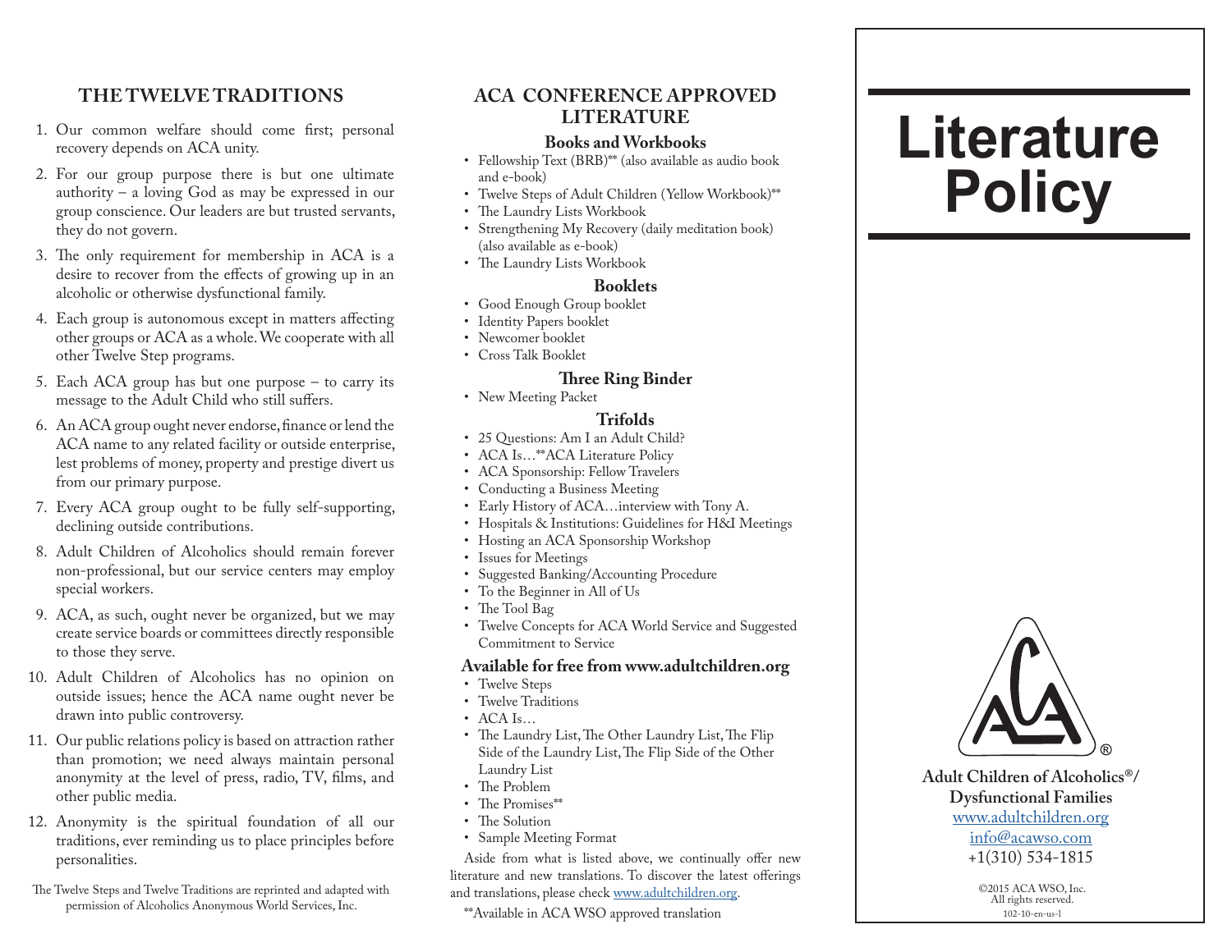## THE TWELVE TRADITIONS

1. Our common welfare should come first; personal recovery depends on ACA unity.
2. For our group purpose there is but one ultimate authority – a loving God as may be expressed in our group conscience. Our leaders are but trusted servants, they do not govern.
3. The only requirement for membership in ACA is a desire to recover from the effects of growing up in an alcoholic or otherwise dysfunctional family.
4. Each group is autonomous except in matters affecting other groups or ACA as a whole. We cooperate with all other Twelve Step programs.
5. Each ACA group has but one purpose – to carry its message to the Adult Child who still suffers.
6. An ACA group ought never endorse, finance or lend the ACA name to any related facility or outside enterprise, lest problems of money, property and prestige divert us from our primary purpose.
7. Every ACA group ought to be fully self-supporting, declining outside contributions.
8. Adult Children of Alcoholics should remain forever non-professional, but our service centers may employ special workers.
9. ACA, as such, ought never be organized, but we may create service boards or committees directly responsible to those they serve.
10. Adult Children of Alcoholics has no opinion on outside issues; hence the ACA name ought never be drawn into public controversy.
11. Our public relations policy is based on attraction rather than promotion; we need always maintain personal anonymity at the level of press, radio, TV, films, and other public media.
12. Anonymity is the spiritual foundation of all our traditions, ever reminding us to place principles before personalities.

The Twelve Steps and Twelve Traditions are reprinted and adapted with permission of Alcoholics Anonymous World Services, Inc.

## ACA CONFERENCE APPROVED LITERATURE

### Books and Workbooks

- Fellowship Text (BRB)** (also available as audio book and e-book)
- Twelve Steps of Adult Children (Yellow Workbook)**
- The Laundry Lists Workbook
- Strengthening My Recovery (daily meditation book) (also available as e-book)
- The Laundry Lists Workbook

### Booklets

- Good Enough Group booklet
- Identity Papers booklet
- Newcomer booklet
- Cross Talk Booklet

### Three Ring Binder

- New Meeting Packet

### Trifolds

- 25 Questions: Am I an Adult Child?
- ACA Is…**ACA Literature Policy
- ACA Sponsorship: Fellow Travelers
- Conducting a Business Meeting
- Early History of ACA…interview with Tony A.
- Hospitals & Institutions: Guidelines for H&I Meetings
- Hosting an ACA Sponsorship Workshop
- Issues for Meetings
- Suggested Banking/Accounting Procedure
- To the Beginner in All of Us
- The Tool Bag
- Twelve Concepts for ACA World Service and Suggested Commitment to Service

### Available for free from www.adultchildren.org

- Twelve Steps
- Twelve Traditions
- ACA Is…
- The Laundry List, The Other Laundry List, The Flip Side of the Laundry List, The Flip Side of the Other Laundry List
- The Problem
- The Promises**
- The Solution
- Sample Meeting Format

Aside from what is listed above, we continually offer new literature and new translations. To discover the latest offerings and translations, please check www.adultchildren.org.

**Available in ACA WSO approved translation

# Literature Policy

**Adult Children of Alcoholics®/ Dysfunctional Families**

www.adultchildren.org

info@acawso.com

+1(310) 534-1815

©2015 ACA WSO, Inc.
All rights reserved.
102-10-en-us-1